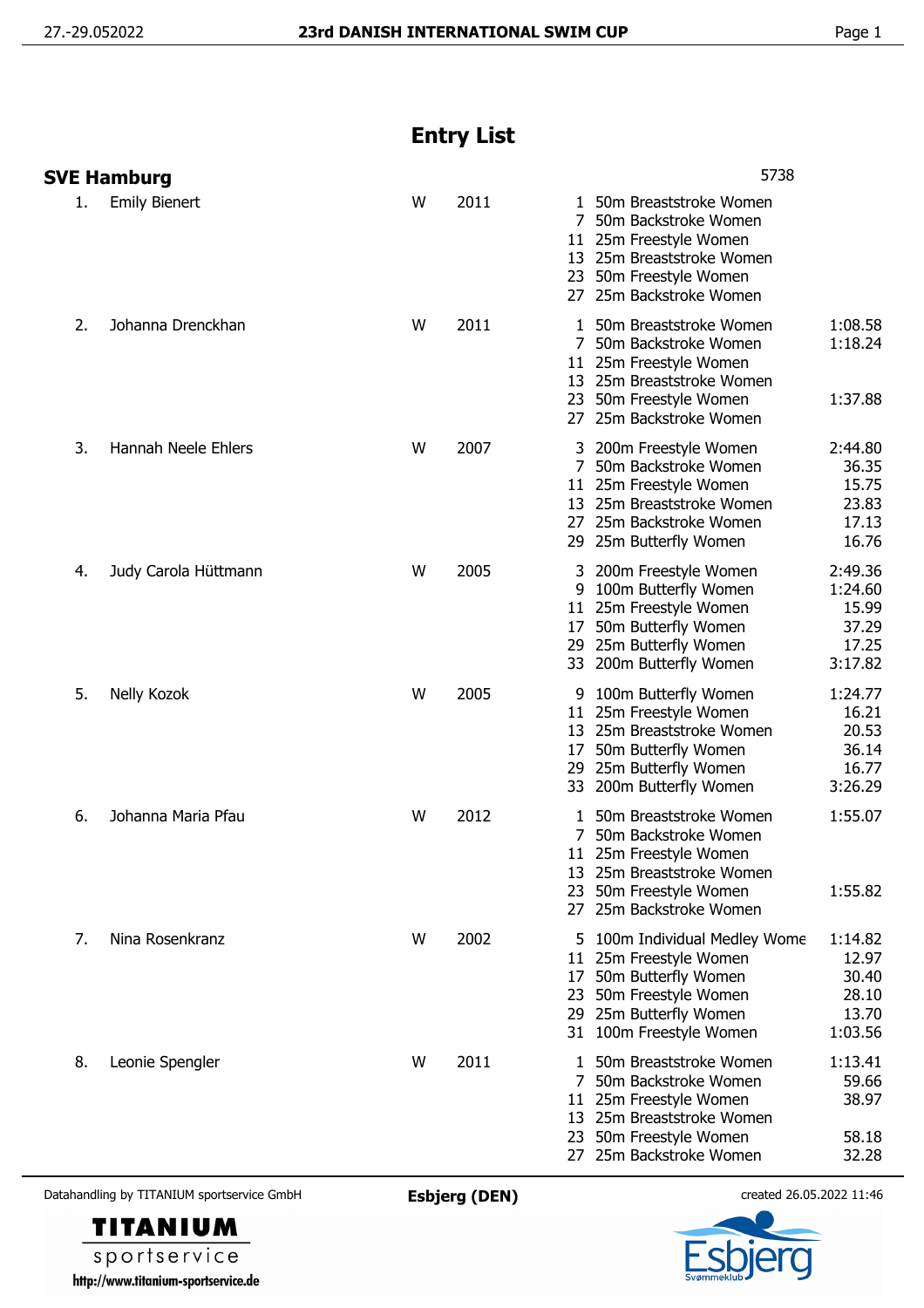# Entry List

## SVE Hamburg

5738

| No. | Name | | Year | Event | Entry Time |
|---|---|---|---|---|---|
| 1. | Emily Bienert | W | 2011 | 1 50m Breaststroke Women | |
| | | | | 7 50m Backstroke Women | |
| | | | | 11 25m Freestyle Women | |
| | | | | 13 25m Breaststroke Women | |
| | | | | 23 50m Freestyle Women | |
| | | | | 27 25m Backstroke Women | |
| 2. | Johanna Drenckhan | W | 2011 | 1 50m Breaststroke Women | 1:08.58 |
| | | | | 7 50m Backstroke Women | 1:18.24 |
| | | | | 11 25m Freestyle Women | |
| | | | | 13 25m Breaststroke Women | |
| | | | | 23 50m Freestyle Women | 1:37.88 |
| | | | | 27 25m Backstroke Women | |
| 3. | Hannah Neele Ehlers | W | 2007 | 3 200m Freestyle Women | 2:44.80 |
| | | | | 7 50m Backstroke Women | 36.35 |
| | | | | 11 25m Freestyle Women | 15.75 |
| | | | | 13 25m Breaststroke Women | 23.83 |
| | | | | 27 25m Backstroke Women | 17.13 |
| | | | | 29 25m Butterfly Women | 16.76 |
| 4. | Judy Carola Hüttmann | W | 2005 | 3 200m Freestyle Women | 2:49.36 |
| | | | | 9 100m Butterfly Women | 1:24.60 |
| | | | | 11 25m Freestyle Women | 15.99 |
| | | | | 17 50m Butterfly Women | 37.29 |
| | | | | 29 25m Butterfly Women | 17.25 |
| | | | | 33 200m Butterfly Women | 3:17.82 |
| 5. | Nelly Kozok | W | 2005 | 9 100m Butterfly Women | 1:24.77 |
| | | | | 11 25m Freestyle Women | 16.21 |
| | | | | 13 25m Breaststroke Women | 20.53 |
| | | | | 17 50m Butterfly Women | 36.14 |
| | | | | 29 25m Butterfly Women | 16.77 |
| | | | | 33 200m Butterfly Women | 3:26.29 |
| 6. | Johanna Maria Pfau | W | 2012 | 1 50m Breaststroke Women | 1:55.07 |
| | | | | 7 50m Backstroke Women | |
| | | | | 11 25m Freestyle Women | |
| | | | | 13 25m Breaststroke Women | |
| | | | | 23 50m Freestyle Women | 1:55.82 |
| | | | | 27 25m Backstroke Women | |
| 7. | Nina Rosenkranz | W | 2002 | 5 100m Individual Medley Wome | 1:14.82 |
| | | | | 11 25m Freestyle Women | 12.97 |
| | | | | 17 50m Butterfly Women | 30.40 |
| | | | | 23 50m Freestyle Women | 28.10 |
| | | | | 29 25m Butterfly Women | 13.70 |
| | | | | 31 100m Freestyle Women | 1:03.56 |
| 8. | Leonie Spengler | W | 2011 | 1 50m Breaststroke Women | 1:13.41 |
| | | | | 7 50m Backstroke Women | 59.66 |
| | | | | 11 25m Freestyle Women | 38.97 |
| | | | | 13 25m Breaststroke Women | |
| | | | | 23 50m Freestyle Women | 58.18 |
| | | | | 27 25m Backstroke Women | 32.28 |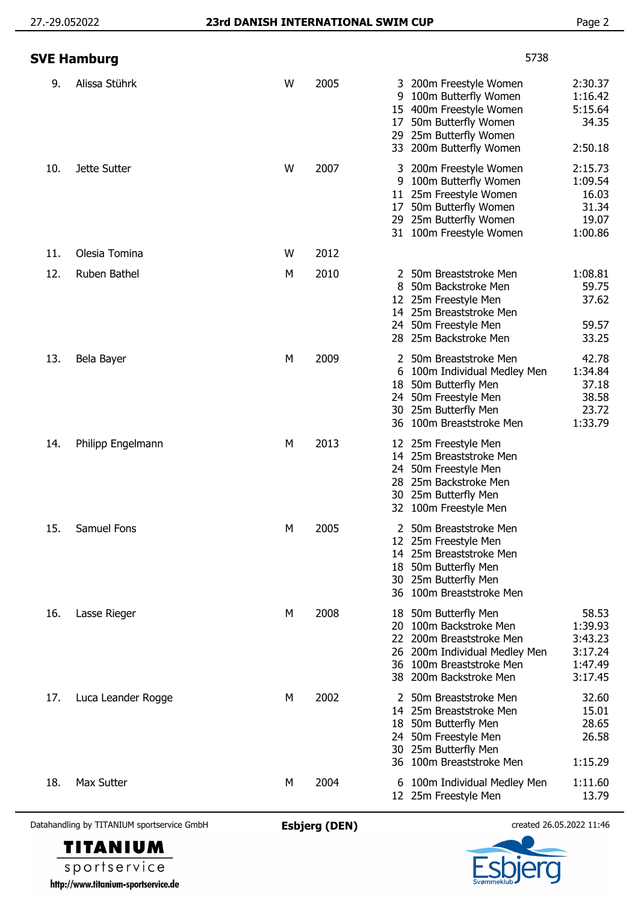## SVE Hamburg

5738

| No. | Name | Sex | Year | Event No. | Event | Time |
|---|---|---|---|---|---|---|
| 9. | Alissa Stührk | W | 2005 | 3 | 200m Freestyle Women | 2:30.37 |
| | | | | 9 | 100m Butterfly Women | 1:16.42 |
| | | | | 15 | 400m Freestyle Women | 5:15.64 |
| | | | | 17 | 50m Butterfly Women | 34.35 |
| | | | | 29 | 25m Butterfly Women | |
| | | | | 33 | 200m Butterfly Women | 2:50.18 |
| 10. | Jette Sutter | W | 2007 | 3 | 200m Freestyle Women | 2:15.73 |
| | | | | 9 | 100m Butterfly Women | 1:09.54 |
| | | | | 11 | 25m Freestyle Women | 16.03 |
| | | | | 17 | 50m Butterfly Women | 31.34 |
| | | | | 29 | 25m Butterfly Women | 19.07 |
| | | | | 31 | 100m Freestyle Women | 1:00.86 |
| 11. | Olesia Tomina | W | 2012 | | | |
| 12. | Ruben Bathel | M | 2010 | 2 | 50m Breaststroke Men | 1:08.81 |
| | | | | 8 | 50m Backstroke Men | 59.75 |
| | | | | 12 | 25m Freestyle Men | 37.62 |
| | | | | 14 | 25m Breaststroke Men | |
| | | | | 24 | 50m Freestyle Men | 59.57 |
| | | | | 28 | 25m Backstroke Men | 33.25 |
| 13. | Bela Bayer | M | 2009 | 2 | 50m Breaststroke Men | 42.78 |
| | | | | 6 | 100m Individual Medley Men | 1:34.84 |
| | | | | 18 | 50m Butterfly Men | 37.18 |
| | | | | 24 | 50m Freestyle Men | 38.58 |
| | | | | 30 | 25m Butterfly Men | 23.72 |
| | | | | 36 | 100m Breaststroke Men | 1:33.79 |
| 14. | Philipp Engelmann | M | 2013 | 12 | 25m Freestyle Men | |
| | | | | 14 | 25m Breaststroke Men | |
| | | | | 24 | 50m Freestyle Men | |
| | | | | 28 | 25m Backstroke Men | |
| | | | | 30 | 25m Butterfly Men | |
| | | | | 32 | 100m Freestyle Men | |
| 15. | Samuel Fons | M | 2005 | 2 | 50m Breaststroke Men | |
| | | | | 12 | 25m Freestyle Men | |
| | | | | 14 | 25m Breaststroke Men | |
| | | | | 18 | 50m Butterfly Men | |
| | | | | 30 | 25m Butterfly Men | |
| | | | | 36 | 100m Breaststroke Men | |
| 16. | Lasse Rieger | M | 2008 | 18 | 50m Butterfly Men | 58.53 |
| | | | | 20 | 100m Backstroke Men | 1:39.93 |
| | | | | 22 | 200m Breaststroke Men | 3:43.23 |
| | | | | 26 | 200m Individual Medley Men | 3:17.24 |
| | | | | 36 | 100m Breaststroke Men | 1:47.49 |
| | | | | 38 | 200m Backstroke Men | 3:17.45 |
| 17. | Luca Leander Rogge | M | 2002 | 2 | 50m Breaststroke Men | 32.60 |
| | | | | 14 | 25m Breaststroke Men | 15.01 |
| | | | | 18 | 50m Butterfly Men | 28.65 |
| | | | | 24 | 50m Freestyle Men | 26.58 |
| | | | | 30 | 25m Butterfly Men | |
| | | | | 36 | 100m Breaststroke Men | 1:15.29 |
| 18. | Max Sutter | M | 2004 | 6 | 100m Individual Medley Men | 1:11.60 |
| | | | | 12 | 25m Freestyle Men | 13.79 |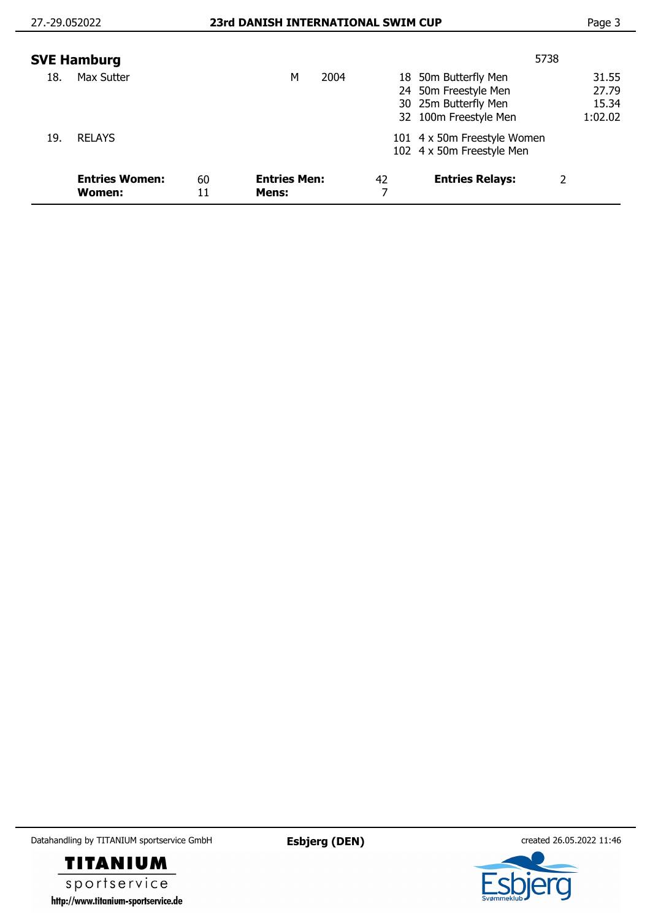## SVE Hamburg

5738

| | | | | | | |
|---|---|---|---|---|---|---|
| 18. | Max Sutter | M | 2004 | 18 | 50m Butterfly Men | 31.55 |
| | | | | 24 | 50m Freestyle Men | 27.79 |
| | | | | 30 | 25m Butterfly Men | 15.34 |
| | | | | 32 | 100m Freestyle Men | 1:02.02 |
| 19. | RELAYS | | | 101 | 4 x 50m Freestyle Women | |
| | | | | 102 | 4 x 50m Freestyle Men | |

| | | | | | |
|---|---|---|---|---|---|
| **Entries Women:** | 60 | **Entries Men:** | 42 | **Entries Relays:** | 2 |
| **Women:** | 11 | **Mens:** | 7 | | |